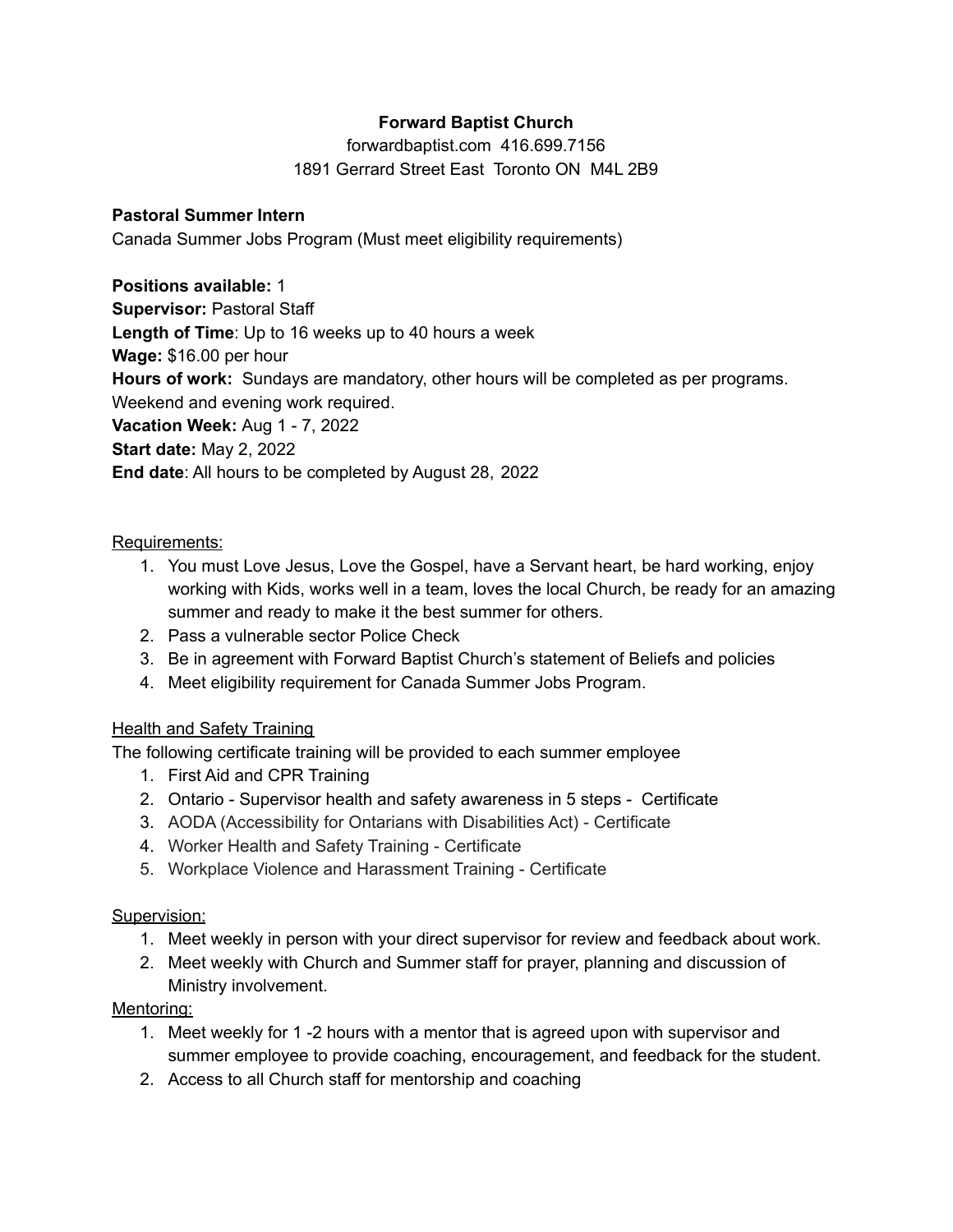# Forward Baptist Church

forwardbaptist.com 416.699.7156
1891 Gerrard Street East Toronto ON M4L 2B9

**Pastoral Summer Intern**

Canada Summer Jobs Program (Must meet eligibility requirements)

**Positions available:** 1
**Supervisor:** Pastoral Staff
**Length of Time**: Up to 16 weeks up to 40 hours a week
**Wage:** $16.00 per hour
**Hours of work:** Sundays are mandatory, other hours will be completed as per programs. Weekend and evening work required.
**Vacation Week:** Aug 1 - 7, 2022
**Start date:** May 2, 2022
**End date**: All hours to be completed by August 28, 2022

<u>Requirements:</u>

1. You must Love Jesus, Love the Gospel, have a Servant heart, be hard working, enjoy working with Kids, works well in a team, loves the local Church, be ready for an amazing summer and ready to make it the best summer for others.
2. Pass a vulnerable sector Police Check
3. Be in agreement with Forward Baptist Church's statement of Beliefs and policies
4. Meet eligibility requirement for Canada Summer Jobs Program.

<u>Health and Safety Training</u>

The following certificate training will be provided to each summer employee

1. First Aid and CPR Training
2. Ontario - Supervisor health and safety awareness in 5 steps - Certificate
3. AODA (Accessibility for Ontarians with Disabilities Act) - Certificate
4. Worker Health and Safety Training - Certificate
5. Workplace Violence and Harassment Training - Certificate

<u>Supervision:</u>

1. Meet weekly in person with your direct supervisor for review and feedback about work.
2. Meet weekly with Church and Summer staff for prayer, planning and discussion of Ministry involvement.

<u>Mentoring:</u>

1. Meet weekly for 1 -2 hours with a mentor that is agreed upon with supervisor and summer employee to provide coaching, encouragement, and feedback for the student.
2. Access to all Church staff for mentorship and coaching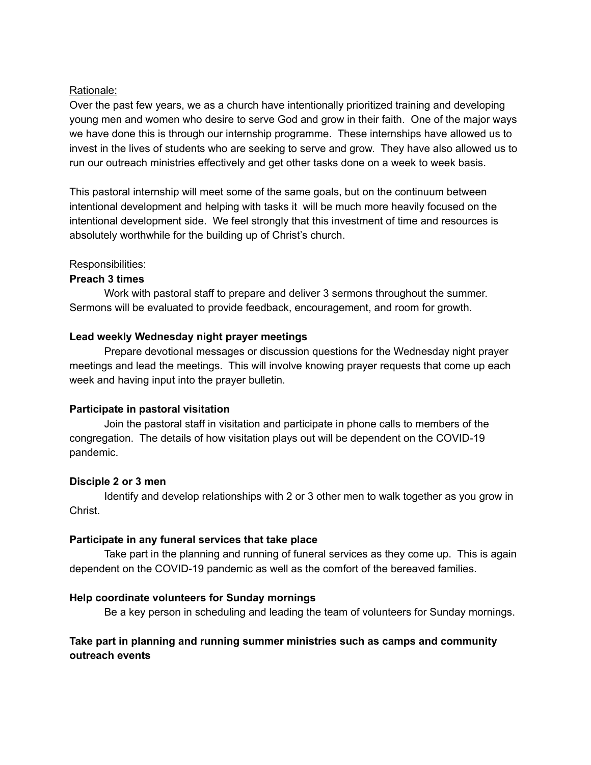Rationale:

Over the past few years, we as a church have intentionally prioritized training and developing young men and women who desire to serve God and grow in their faith. One of the major ways we have done this is through our internship programme. These internships have allowed us to invest in the lives of students who are seeking to serve and grow. They have also allowed us to run our outreach ministries effectively and get other tasks done on a week to week basis.

This pastoral internship will meet some of the same goals, but on the continuum between intentional development and helping with tasks it will be much more heavily focused on the intentional development side. We feel strongly that this investment of time and resources is absolutely worthwhile for the building up of Christ's church.

Responsibilities:

**Preach 3 times**

Work with pastoral staff to prepare and deliver 3 sermons throughout the summer. Sermons will be evaluated to provide feedback, encouragement, and room for growth.

**Lead weekly Wednesday night prayer meetings**

Prepare devotional messages or discussion questions for the Wednesday night prayer meetings and lead the meetings. This will involve knowing prayer requests that come up each week and having input into the prayer bulletin.

**Participate in pastoral visitation**

Join the pastoral staff in visitation and participate in phone calls to members of the congregation. The details of how visitation plays out will be dependent on the COVID-19 pandemic.

**Disciple 2 or 3 men**

Identify and develop relationships with 2 or 3 other men to walk together as you grow in Christ.

**Participate in any funeral services that take place**

Take part in the planning and running of funeral services as they come up. This is again dependent on the COVID-19 pandemic as well as the comfort of the bereaved families.

**Help coordinate volunteers for Sunday mornings**

Be a key person in scheduling and leading the team of volunteers for Sunday mornings.

**Take part in planning and running summer ministries such as camps and community outreach events**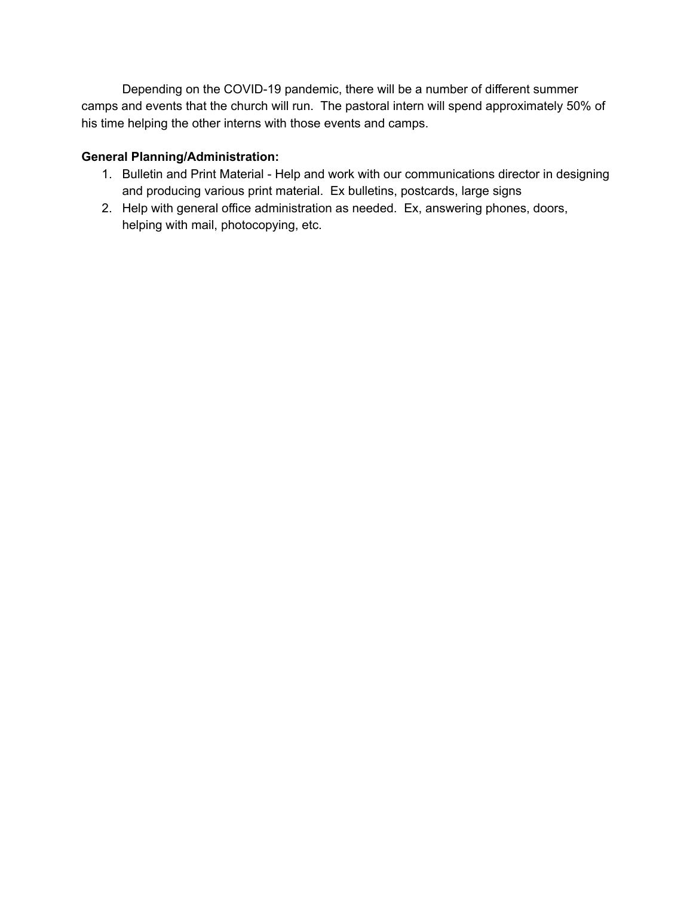Depending on the COVID-19 pandemic, there will be a number of different summer camps and events that the church will run. The pastoral intern will spend approximately 50% of his time helping the other interns with those events and camps.

**General Planning/Administration:**

1. Bulletin and Print Material - Help and work with our communications director in designing and producing various print material. Ex bulletins, postcards, large signs
2. Help with general office administration as needed. Ex, answering phones, doors, helping with mail, photocopying, etc.